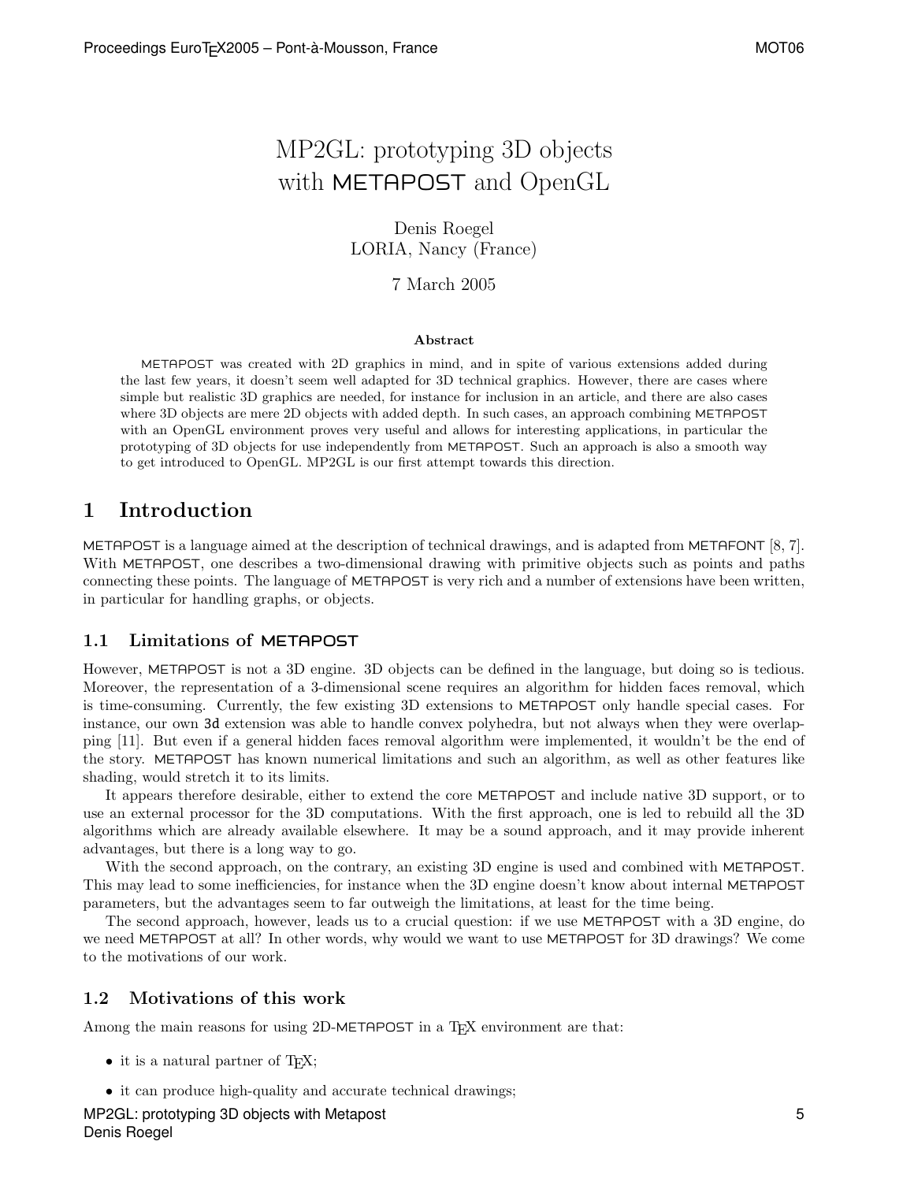# MP2GL: prototyping 3D objects with METAPOST and OpenGL

Denis Roegel
LORIA, Nancy (France)

7 March 2005

**Abstract**

METAPOST was created with 2D graphics in mind, and in spite of various extensions added during the last few years, it doesn't seem well adapted for 3D technical graphics. However, there are cases where simple but realistic 3D graphics are needed, for instance for inclusion in an article, and there are also cases where 3D objects are mere 2D objects with added depth. In such cases, an approach combining METAPOST with an OpenGL environment proves very useful and allows for interesting applications, in particular the prototyping of 3D objects for use independently from METAPOST. Such an approach is also a smooth way to get introduced to OpenGL. MP2GL is our first attempt towards this direction.

## 1 Introduction

METAPOST is a language aimed at the description of technical drawings, and is adapted from METAFONT [8, 7]. With METAPOST, one describes a two-dimensional drawing with primitive objects such as points and paths connecting these points. The language of METAPOST is very rich and a number of extensions have been written, in particular for handling graphs, or objects.

### 1.1 Limitations of METAPOST

However, METAPOST is not a 3D engine. 3D objects can be defined in the language, but doing so is tedious. Moreover, the representation of a 3-dimensional scene requires an algorithm for hidden faces removal, which is time-consuming. Currently, the few existing 3D extensions to METAPOST only handle special cases. For instance, our own `3d` extension was able to handle convex polyhedra, but not always when they were overlapping [11]. But even if a general hidden faces removal algorithm were implemented, it wouldn't be the end of the story. METAPOST has known numerical limitations and such an algorithm, as well as other features like shading, would stretch it to its limits.

It appears therefore desirable, either to extend the core METAPOST and include native 3D support, or to use an external processor for the 3D computations. With the first approach, one is led to rebuild all the 3D algorithms which are already available elsewhere. It may be a sound approach, and it may provide inherent advantages, but there is a long way to go.

With the second approach, on the contrary, an existing 3D engine is used and combined with METAPOST. This may lead to some inefficiencies, for instance when the 3D engine doesn't know about internal METAPOST parameters, but the advantages seem to far outweigh the limitations, at least for the time being.

The second approach, however, leads us to a crucial question: if we use METAPOST with a 3D engine, do we need METAPOST at all? In other words, why would we want to use METAPOST for 3D drawings? We come to the motivations of our work.

### 1.2 Motivations of this work

Among the main reasons for using 2D-METAPOST in a TEX environment are that:

- it is a natural partner of TEX;
- it can produce high-quality and accurate technical drawings;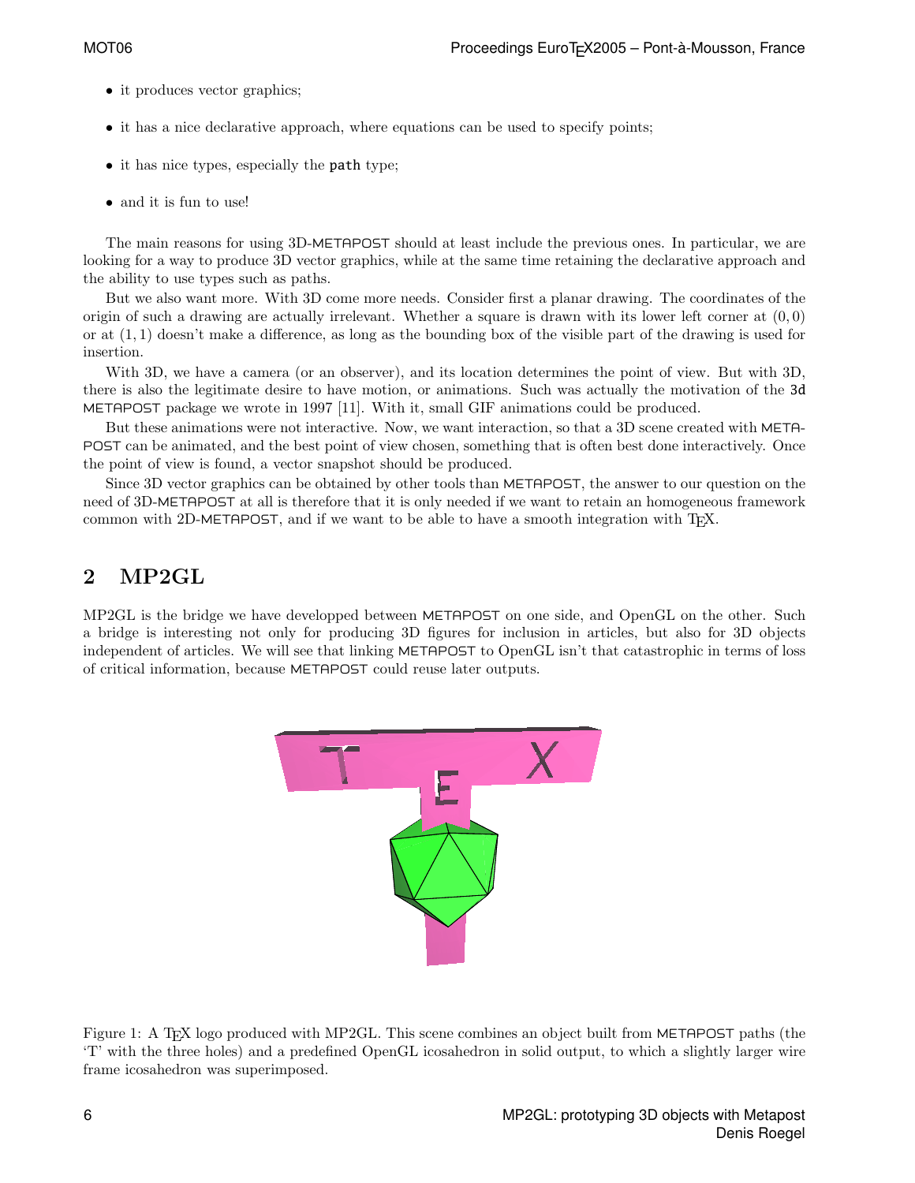- it produces vector graphics;
- it has a nice declarative approach, where equations can be used to specify points;
- it has nice types, especially the `path` type;
- and it is fun to use!

The main reasons for using 3D-METAPOST should at least include the previous ones. In particular, we are looking for a way to produce 3D vector graphics, while at the same time retaining the declarative approach and the ability to use types such as paths.

But we also want more. With 3D come more needs. Consider first a planar drawing. The coordinates of the origin of such a drawing are actually irrelevant. Whether a square is drawn with its lower left corner at $(0, 0)$ or at $(1, 1)$ doesn't make a difference, as long as the bounding box of the visible part of the drawing is used for insertion.

With 3D, we have a camera (or an observer), and its location determines the point of view. But with 3D, there is also the legitimate desire to have motion, or animations. Such was actually the motivation of the `3d` METAPOST package we wrote in 1997 [11]. With it, small GIF animations could be produced.

But these animations were not interactive. Now, we want interaction, so that a 3D scene created with METAPOST can be animated, and the best point of view chosen, something that is often best done interactively. Once the point of view is found, a vector snapshot should be produced.

Since 3D vector graphics can be obtained by other tools than METAPOST, the answer to our question on the need of 3D-METAPOST at all is therefore that it is only needed if we want to retain an homogeneous framework common with 2D-METAPOST, and if we want to be able to have a smooth integration with TEX.

## 2 MP2GL

MP2GL is the bridge we have developped between METAPOST on one side, and OpenGL on the other. Such a bridge is interesting not only for producing 3D figures for inclusion in articles, but also for 3D objects independent of articles. We will see that linking METAPOST to OpenGL isn't that catastrophic in terms of loss of critical information, because METAPOST could reuse later outputs.

Figure 1: A TEX logo produced with MP2GL. This scene combines an object built from METAPOST paths (the 'T' with the three holes) and a predefined OpenGL icosahedron in solid output, to which a slightly larger wire frame icosahedron was superimposed.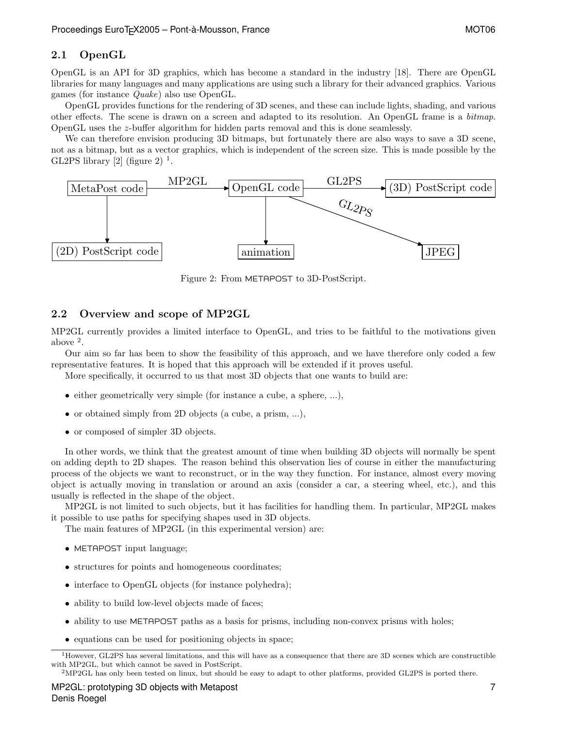## 2.1 OpenGL

OpenGL is an API for 3D graphics, which has become a standard in the industry [18]. There are OpenGL libraries for many languages and many applications are using such a library for their advanced graphics. Various games (for instance *Quake*) also use OpenGL.

OpenGL provides functions for the rendering of 3D scenes, and these can include lights, shading, and various other effects. The scene is drawn on a screen and adapted to its resolution. An OpenGL frame is a *bitmap*. OpenGL uses the $z$-buffer algorithm for hidden parts removal and this is done seamlessly.

We can therefore envision producing 3D bitmaps, but fortunately there are also ways to save a 3D scene, not as a bitmap, but as a vector graphics, which is independent of the screen size. This is made possible by the GL2PS library [2] (figure 2) [1].

```
MetaPost code --MP2GL--> OpenGL code --GL2PS--> (3D) PostScript code
      |                      |       \
      v                      v        \--GL2PS--> JPEG
(2D) PostScript code     animation
```

Figure 2: From METAPOST to 3D-PostScript.

## 2.2 Overview and scope of MP2GL

MP2GL currently provides a limited interface to OpenGL, and tries to be faithful to the motivations given above [2].

Our aim so far has been to show the feasibility of this approach, and we have therefore only coded a few representative features. It is hoped that this approach will be extended if it proves useful.

More specifically, it occurred to us that most 3D objects that one wants to build are:

- either geometrically very simple (for instance a cube, a sphere, ...),
- or obtained simply from 2D objects (a cube, a prism, ...),
- or composed of simpler 3D objects.

In other words, we think that the greatest amount of time when building 3D objects will normally be spent on adding depth to 2D shapes. The reason behind this observation lies of course in either the manufacturing process of the objects we want to reconstruct, or in the way they function. For instance, almost every moving object is actually moving in translation or around an axis (consider a car, a steering wheel, etc.), and this usually is reflected in the shape of the object.

MP2GL is not limited to such objects, but it has facilities for handling them. In particular, MP2GL makes it possible to use paths for specifying shapes used in 3D objects.

The main features of MP2GL (in this experimental version) are:

- METAPOST input language;
- structures for points and homogeneous coordinates;
- interface to OpenGL objects (for instance polyhedra);
- ability to build low-level objects made of faces;
- ability to use METAPOST paths as a basis for prisms, including non-convex prisms with holes;
- equations can be used for positioning objects in space;

[1] However, GL2PS has several limitations, and this will have as a consequence that there are 3D scenes which are constructible with MP2GL, but which cannot be saved in PostScript.

[2] MP2GL has only been tested on linux, but should be easy to adapt to other platforms, provided GL2PS is ported there.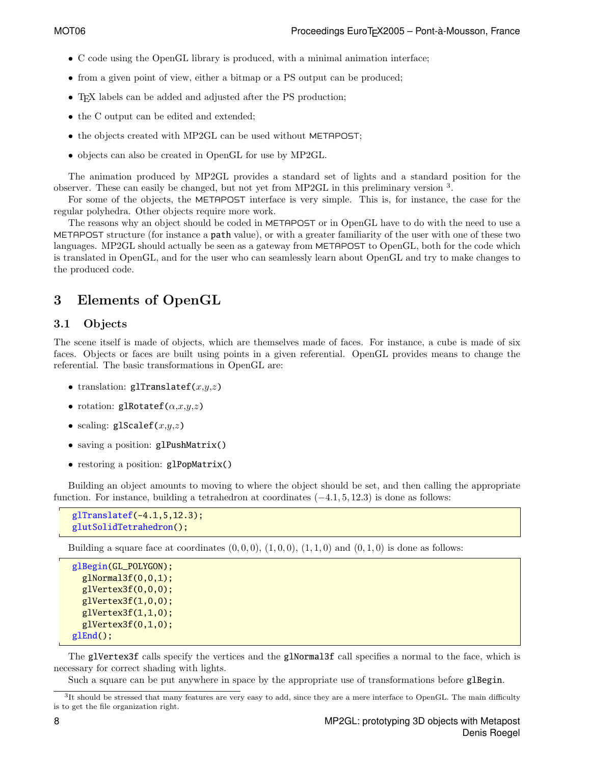- C code using the OpenGL library is produced, with a minimal animation interface;
- from a given point of view, either a bitmap or a PS output can be produced;
- TEX labels can be added and adjusted after the PS production;
- the C output can be edited and extended;
- the objects created with MP2GL can be used without METAPOST;
- objects can also be created in OpenGL for use by MP2GL.

The animation produced by MP2GL provides a standard set of lights and a standard position for the observer. These can easily be changed, but not yet from MP2GL in this preliminary version [3].

For some of the objects, the METAPOST interface is very simple. This is, for instance, the case for the regular polyhedra. Other objects require more work.

The reasons why an object should be coded in METAPOST or in OpenGL have to do with the need to use a METAPOST structure (for instance a `path` value), or with a greater familiarity of the user with one of these two languages. MP2GL should actually be seen as a gateway from METAPOST to OpenGL, both for the code which is translated in OpenGL, and for the user who can seamlessly learn about OpenGL and try to make changes to the produced code.

## 3 Elements of OpenGL

### 3.1 Objects

The scene itself is made of objects, which are themselves made of faces. For instance, a cube is made of six faces. Objects or faces are built using points in a given referential. OpenGL provides means to change the referential. The basic transformations in OpenGL are:

- translation: `glTranslatef(`$x$,$y$,$z$`)`
- rotation: `glRotatef(`$\alpha$,$x$,$y$,$z$`)`
- scaling: `glScalef(`$x$,$y$,$z$`)`
- saving a position: `glPushMatrix()`
- restoring a position: `glPopMatrix()`

Building an object amounts to moving to where the object should be set, and then calling the appropriate function. For instance, building a tetrahedron at coordinates $(-4.1, 5, 12.3)$ is done as follows:

```
glTranslatef(-4.1,5,12.3);
glutSolidTetrahedron();
```

Building a square face at coordinates $(0, 0, 0)$, $(1, 0, 0)$, $(1, 1, 0)$ and $(0, 1, 0)$ is done as follows:

```
glBegin(GL_POLYGON);
  glNormal3f(0,0,1);
  glVertex3f(0,0,0);
  glVertex3f(1,0,0);
  glVertex3f(1,1,0);
  glVertex3f(0,1,0);
glEnd();
```

The `glVertex3f` calls specify the vertices and the `glNormal3f` call specifies a normal to the face, which is necessary for correct shading with lights.

Such a square can be put anywhere in space by the appropriate use of transformations before `glBegin`.

[3] It should be stressed that many features are very easy to add, since they are a mere interface to OpenGL. The main difficulty is to get the file organization right.